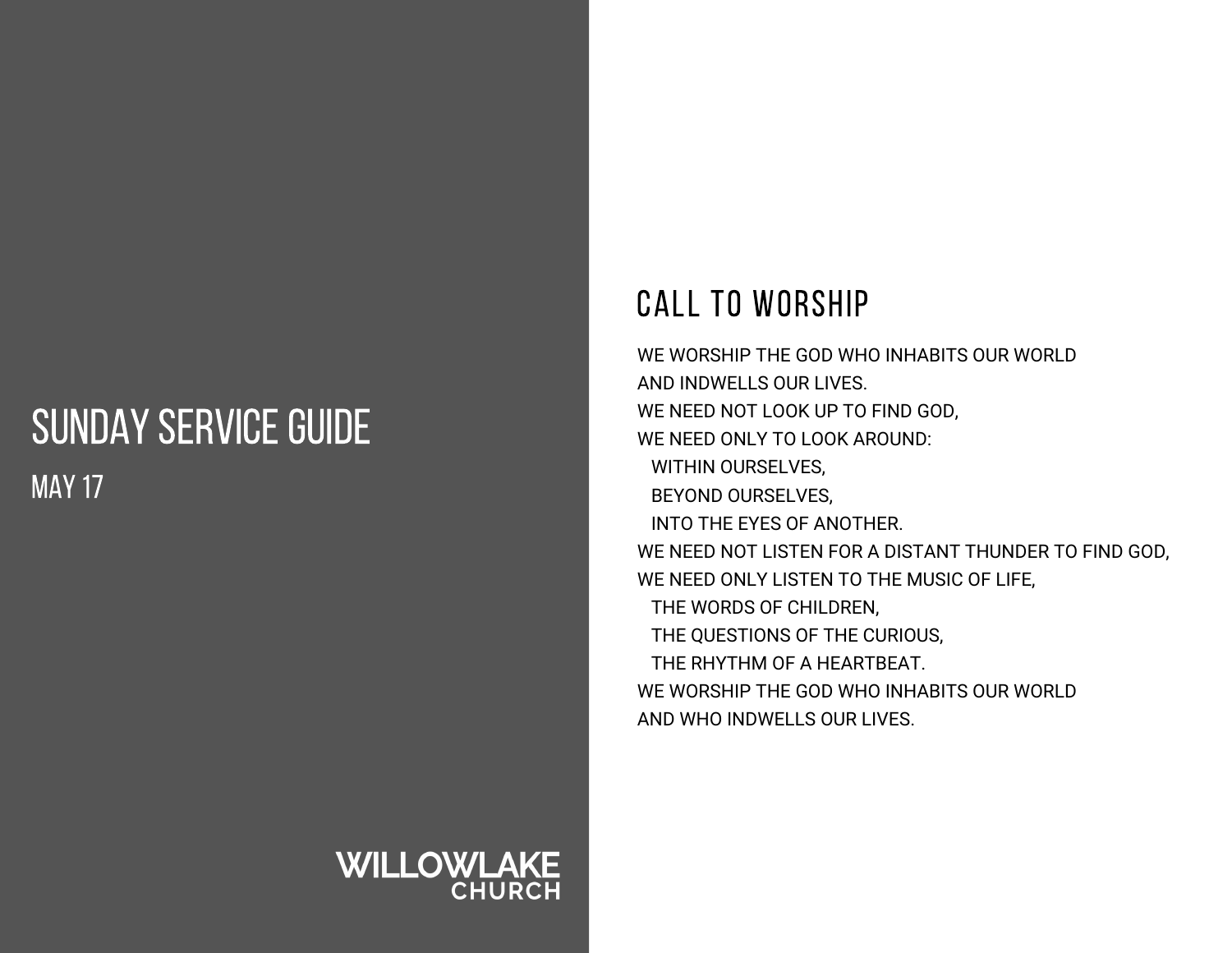# SUNDAY SERVICE GUIDE

MAY 17

WILLOWLAKE CHURCH

## CALL TO WORSHIP

WE WORSHIP THE GOD WHO INHABITS OUR WORLD  
AND INDWELLS OUR LIVES.  
WE NEED NOT LOOK UP TO FIND GOD,  
WE NEED ONLY TO LOOK AROUND:  
  WITHIN OURSELVES,  
  BEYOND OURSELVES,  
  INTO THE EYES OF ANOTHER.  
WE NEED NOT LISTEN FOR A DISTANT THUNDER TO FIND GOD,  
WE NEED ONLY LISTEN TO THE MUSIC OF LIFE,  
  THE WORDS OF CHILDREN,  
  THE QUESTIONS OF THE CURIOUS,  
  THE RHYTHM OF A HEARTBEAT.  
WE WORSHIP THE GOD WHO INHABITS OUR WORLD  
AND WHO INDWELLS OUR LIVES.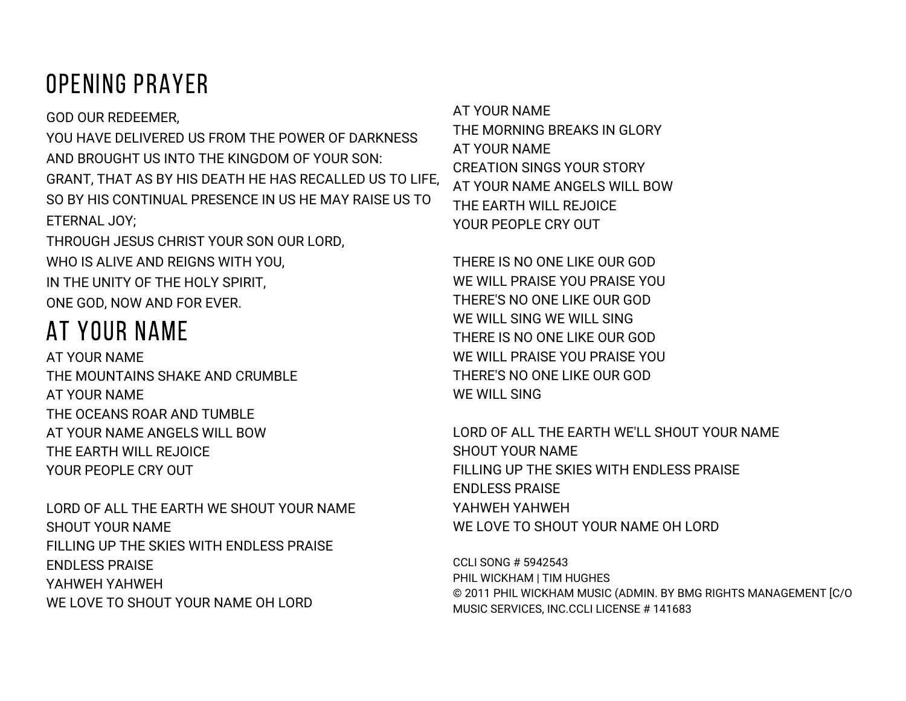# OPENING PRAYER

GOD OUR REDEEMER,
YOU HAVE DELIVERED US FROM THE POWER OF DARKNESS
AND BROUGHT US INTO THE KINGDOM OF YOUR SON:
GRANT, THAT AS BY HIS DEATH HE HAS RECALLED US TO LIFE,
SO BY HIS CONTINUAL PRESENCE IN US HE MAY RAISE US TO
ETERNAL JOY;
THROUGH JESUS CHRIST YOUR SON OUR LORD,
WHO IS ALIVE AND REIGNS WITH YOU,
IN THE UNITY OF THE HOLY SPIRIT,
ONE GOD, NOW AND FOR EVER.

# AT YOUR NAME

AT YOUR NAME
THE MOUNTAINS SHAKE AND CRUMBLE
AT YOUR NAME
THE OCEANS ROAR AND TUMBLE
AT YOUR NAME ANGELS WILL BOW
THE EARTH WILL REJOICE
YOUR PEOPLE CRY OUT

LORD OF ALL THE EARTH WE SHOUT YOUR NAME
SHOUT YOUR NAME
FILLING UP THE SKIES WITH ENDLESS PRAISE
ENDLESS PRAISE
YAHWEH YAHWEH
WE LOVE TO SHOUT YOUR NAME OH LORD

AT YOUR NAME
THE MORNING BREAKS IN GLORY
AT YOUR NAME
CREATION SINGS YOUR STORY
AT YOUR NAME ANGELS WILL BOW
THE EARTH WILL REJOICE
YOUR PEOPLE CRY OUT

THERE IS NO ONE LIKE OUR GOD
WE WILL PRAISE YOU PRAISE YOU
THERE'S NO ONE LIKE OUR GOD
WE WILL SING WE WILL SING
THERE IS NO ONE LIKE OUR GOD
WE WILL PRAISE YOU PRAISE YOU
THERE'S NO ONE LIKE OUR GOD
WE WILL SING

LORD OF ALL THE EARTH WE'LL SHOUT YOUR NAME
SHOUT YOUR NAME
FILLING UP THE SKIES WITH ENDLESS PRAISE
ENDLESS PRAISE
YAHWEH YAHWEH
WE LOVE TO SHOUT YOUR NAME OH LORD

CCLI SONG # 5942543
PHIL WICKHAM | TIM HUGHES
© 2011 PHIL WICKHAM MUSIC (ADMIN. BY BMG RIGHTS MANAGEMENT [C/O MUSIC SERVICES, INC.CCLI LICENSE # 141683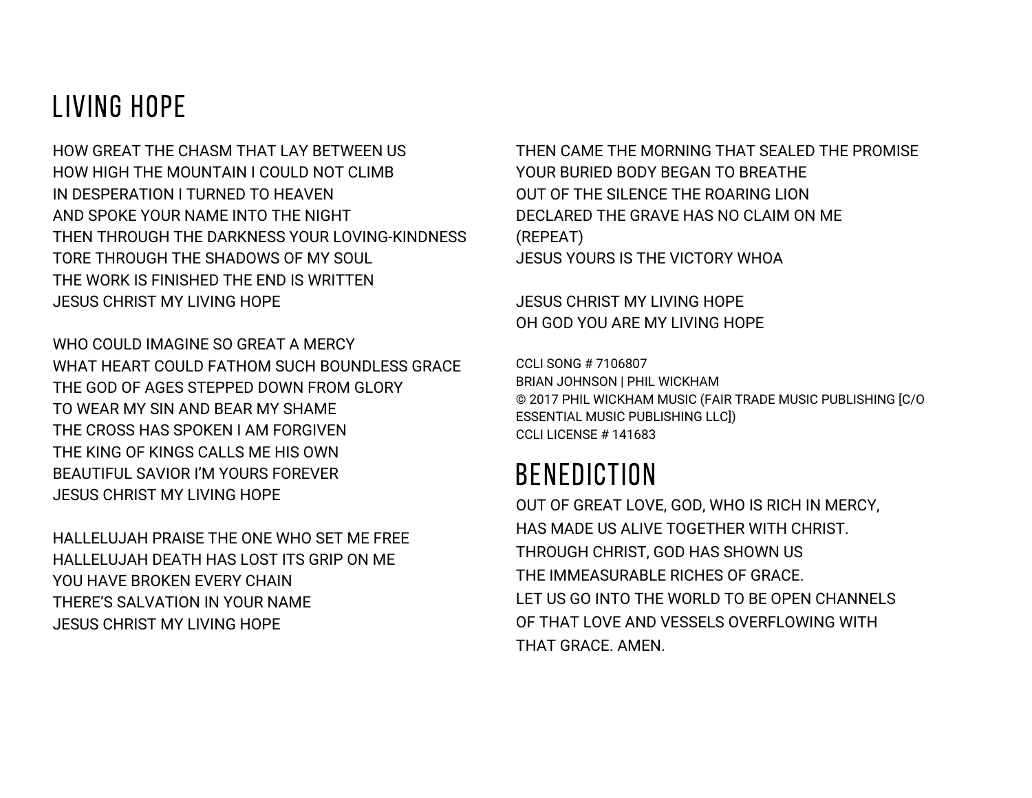# LIVING HOPE

HOW GREAT THE CHASM THAT LAY BETWEEN US
HOW HIGH THE MOUNTAIN I COULD NOT CLIMB
IN DESPERATION I TURNED TO HEAVEN
AND SPOKE YOUR NAME INTO THE NIGHT
THEN THROUGH THE DARKNESS YOUR LOVING-KINDNESS
TORE THROUGH THE SHADOWS OF MY SOUL
THE WORK IS FINISHED THE END IS WRITTEN
JESUS CHRIST MY LIVING HOPE

WHO COULD IMAGINE SO GREAT A MERCY
WHAT HEART COULD FATHOM SUCH BOUNDLESS GRACE
THE GOD OF AGES STEPPED DOWN FROM GLORY
TO WEAR MY SIN AND BEAR MY SHAME
THE CROSS HAS SPOKEN I AM FORGIVEN
THE KING OF KINGS CALLS ME HIS OWN
BEAUTIFUL SAVIOR I'M YOURS FOREVER
JESUS CHRIST MY LIVING HOPE

HALLELUJAH PRAISE THE ONE WHO SET ME FREE
HALLELUJAH DEATH HAS LOST ITS GRIP ON ME
YOU HAVE BROKEN EVERY CHAIN
THERE'S SALVATION IN YOUR NAME
JESUS CHRIST MY LIVING HOPE

THEN CAME THE MORNING THAT SEALED THE PROMISE
YOUR BURIED BODY BEGAN TO BREATHE
OUT OF THE SILENCE THE ROARING LION
DECLARED THE GRAVE HAS NO CLAIM ON ME
(REPEAT)
JESUS YOURS IS THE VICTORY WHOA

JESUS CHRIST MY LIVING HOPE
OH GOD YOU ARE MY LIVING HOPE

CCLI SONG # 7106807
BRIAN JOHNSON | PHIL WICKHAM
© 2017 PHIL WICKHAM MUSIC (FAIR TRADE MUSIC PUBLISHING [C/O ESSENTIAL MUSIC PUBLISHING LLC])
CCLI LICENSE # 141683

# BENEDICTION

OUT OF GREAT LOVE, GOD, WHO IS RICH IN MERCY,
HAS MADE US ALIVE TOGETHER WITH CHRIST.
THROUGH CHRIST, GOD HAS SHOWN US
THE IMMEASURABLE RICHES OF GRACE.
LET US GO INTO THE WORLD TO BE OPEN CHANNELS
OF THAT LOVE AND VESSELS OVERFLOWING WITH
THAT GRACE. AMEN.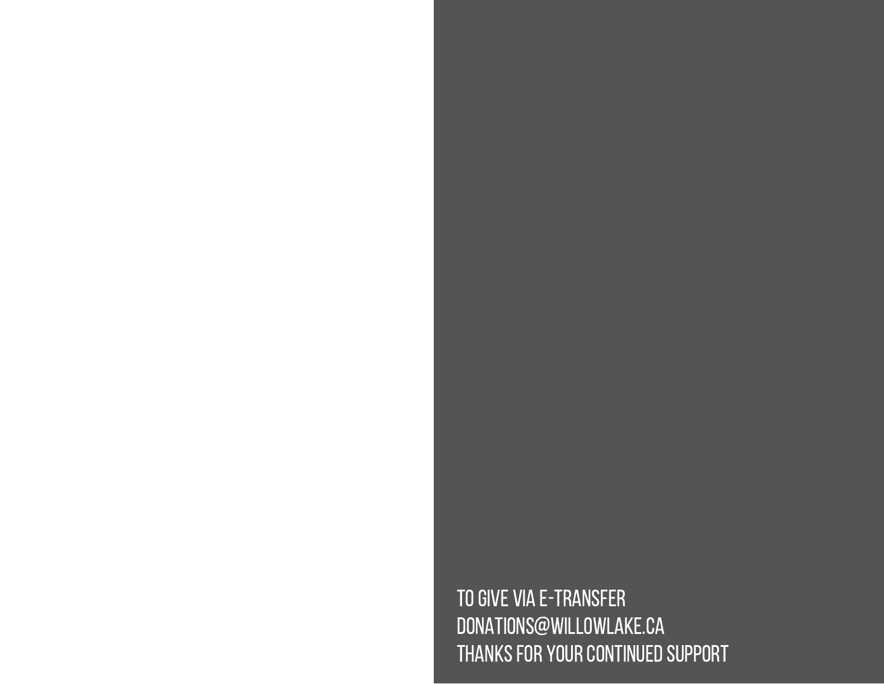TO GIVE VIA E-TRANSFER
DONATIONS@WILLOWLAKE.CA
THANKS FOR YOUR CONTINUED SUPPORT